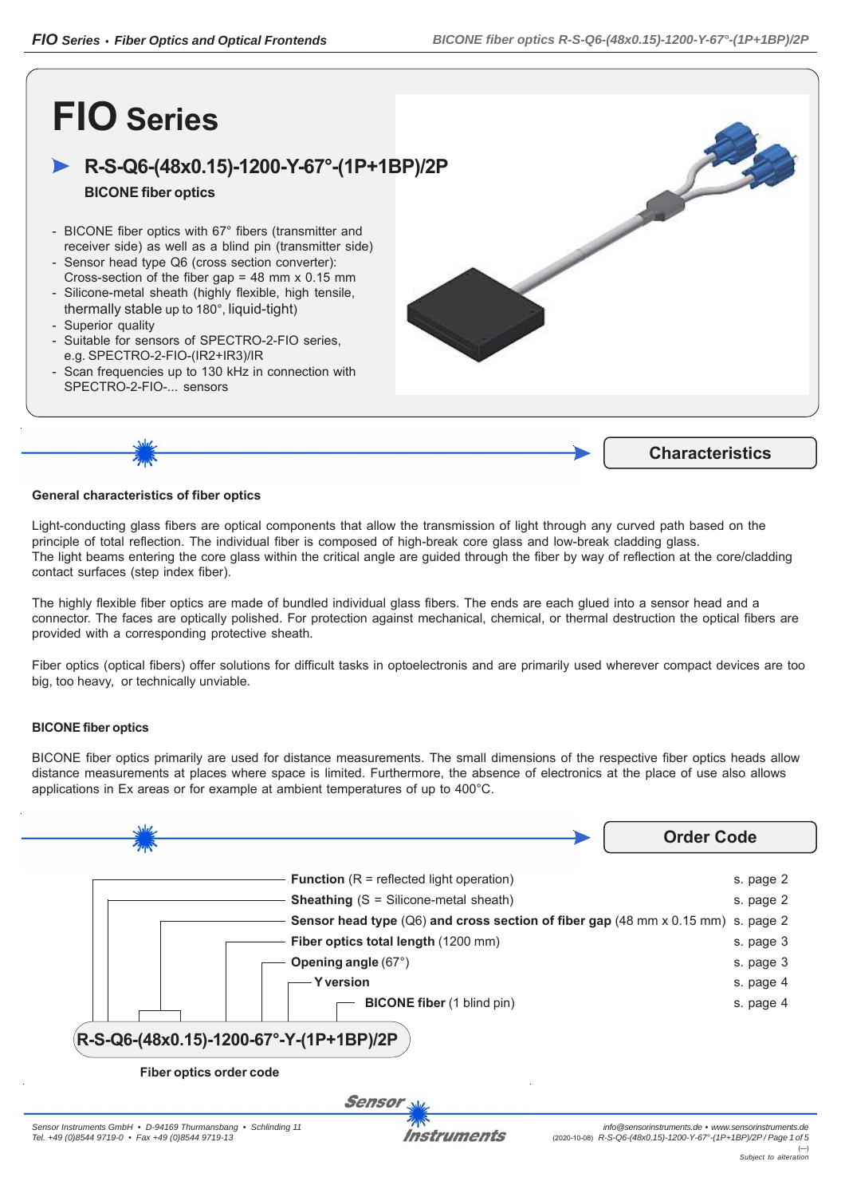# FIO Series

## R-S-Q6-(48x0.15)-1200-Y-67°-(1P+1BP)/2P

**BICONE fiber optics**

- BICONE fiber optics with 67° fibers (transmitter and receiver side) as well as a blind pin (transmitter side)
- Sensor head type Q6 (cross section converter): Cross-section of the fiber gap = 48 mm x 0.15 mm
- Silicone-metal sheath (highly flexible, high tensile, thermally stable up to 180°, liquid-tight)
- Superior quality
- Suitable for sensors of SPECTRO-2-FIO series, e.g. SPECTRO-2-FIO-(IR2+IR3)/IR
- Scan frequencies up to 130 kHz in connection with SPECTRO-2-FIO-... sensors

## Characteristics

**General characteristics of fiber optics**

Light-conducting glass fibers are optical components that allow the transmission of light through any curved path based on the principle of total reflection. The individual fiber is composed of high-break core glass and low-break cladding glass.
The light beams entering the core glass within the critical angle are guided through the fiber by way of reflection at the core/cladding contact surfaces (step index fiber).

The highly flexible fiber optics are made of bundled individual glass fibers. The ends are each glued into a sensor head and a connector. The faces are optically polished. For protection against mechanical, chemical, or thermal destruction the optical fibers are provided with a corresponding protective sheath.

Fiber optics (optical fibers) offer solutions for difficult tasks in optoelectronis and are primarily used wherever compact devices are too big, too heavy, or technically unviable.

**BICONE fiber optics**

BICONE fiber optics primarily are used for distance measurements. The small dimensions of the respective fiber optics heads allow distance measurements at places where space is limited. Furthermore, the absence of electronics at the place of use also allows applications in Ex areas or for example at ambient temperatures of up to 400°C.

## Order Code

| Component | Reference |
|---|---|
| **Function** (R = reflected light operation) | s. page 2 |
| **Sheathing** (S = Silicone-metal sheath) | s. page 2 |
| **Sensor head type** (Q6) **and cross section of fiber gap** (48 mm x 0.15 mm) | s. page 2 |
| **Fiber optics total length** (1200 mm) | s. page 3 |
| **Opening angle** (67°) | s. page 3 |
| **Y version** | s. page 4 |
| **BICONE fiber** (1 blind pin) | s. page 4 |

**R-S-Q6-(48x0.15)-1200-67°-Y-(1P+1BP)/2P**

**Fiber optics order code**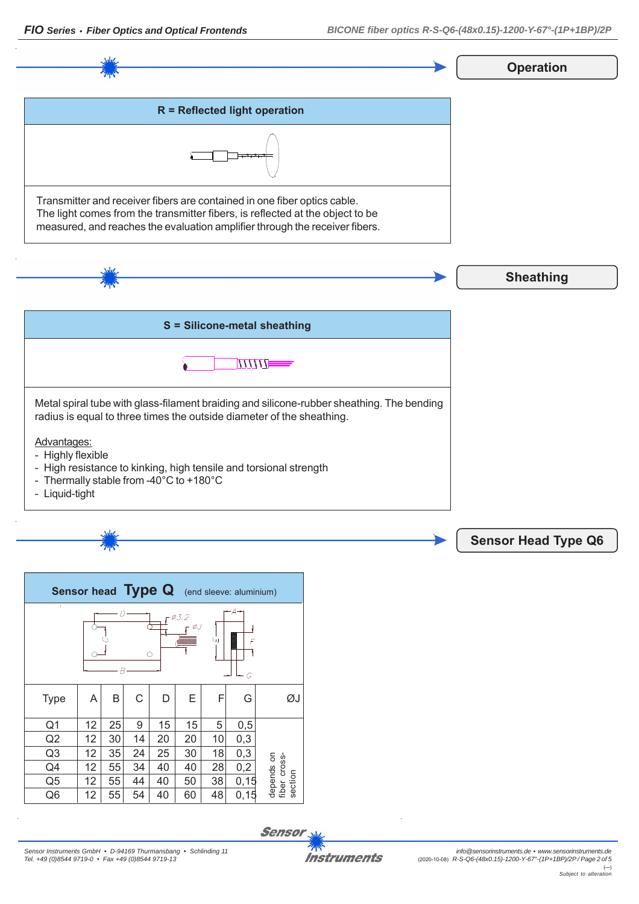## Operation

### R = Reflected light operation

Transmitter and receiver fibers are contained in one fiber optics cable.
The light comes from the transmitter fibers, is reflected at the object to be measured, and reaches the evaluation amplifier through the receiver fibers.

## Sheathing

### S = Silicone-metal sheathing

Metal spiral tube with glass-filament braiding and silicone-rubber sheathing. The bending radius is equal to three times the outside diameter of the sheathing.

Advantages:
- Highly flexible
- High resistance to kinking, high tensile and torsional strength
- Thermally stable from -40°C to +180°C
- Liquid-tight

## Sensor Head Type Q6

### Sensor head **Type Q** (end sleeve: aluminium)

| Type | A | B | C | D | E | F | G | ØJ |
|---|---|---|---|---|---|---|---|---|
| Q1 | 12 | 25 | 9 | 15 | 15 | 5 | 0,5 | depends on fiber cross-section |
| Q2 | 12 | 30 | 14 | 20 | 20 | 10 | 0,3 | |
| Q3 | 12 | 35 | 24 | 25 | 30 | 18 | 0,3 | |
| Q4 | 12 | 55 | 34 | 40 | 40 | 28 | 0,2 | |
| Q5 | 12 | 55 | 44 | 40 | 50 | 38 | 0,15 | |
| Q6 | 12 | 55 | 54 | 40 | 60 | 48 | 0,15 | |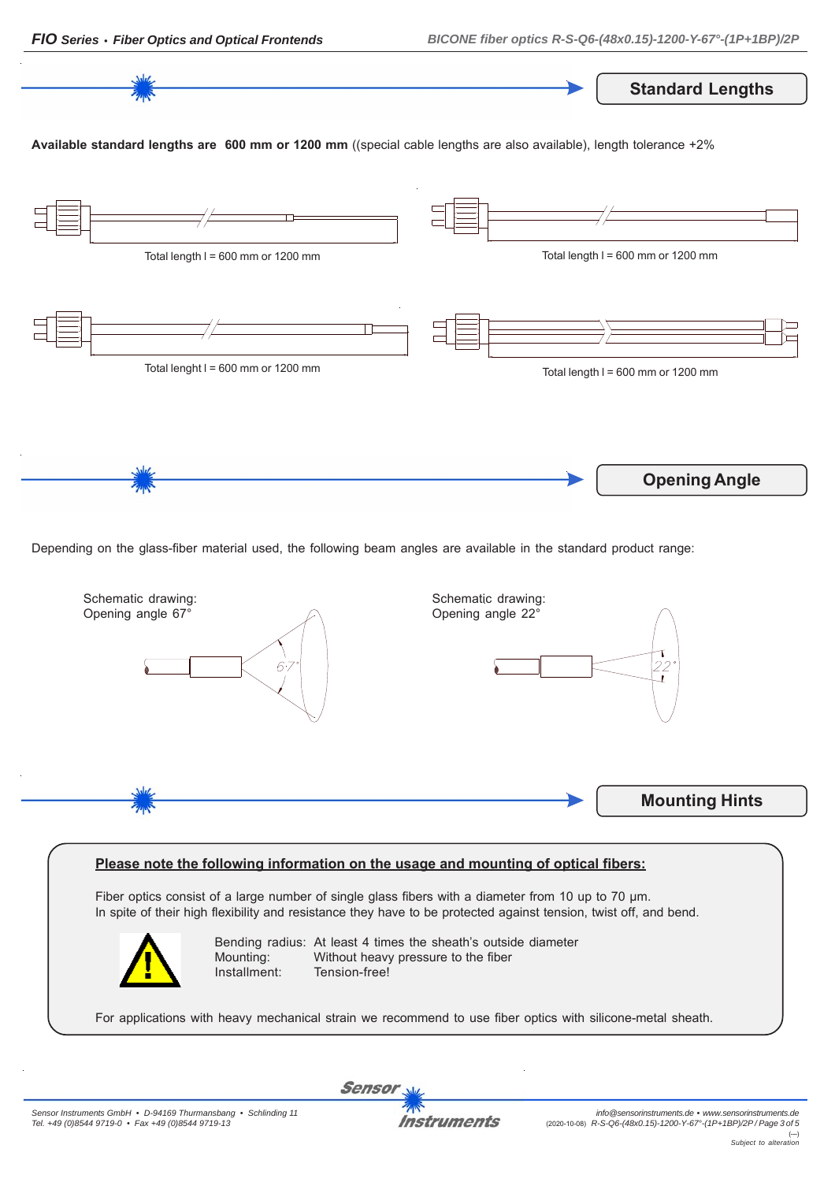## Standard Lengths

**Available standard lengths are 600 mm or 1200 mm** ((special cable lengths are also available), length tolerance +2%

Total length l = 600 mm or 1200 mm

Total length l = 600 mm or 1200 mm

Total lenght l = 600 mm or 1200 mm

Total length l = 600 mm or 1200 mm

## Opening Angle

Depending on the glass-fiber material used, the following beam angles are available in the standard product range:

Schematic drawing:
Opening angle 67°

67°

Schematic drawing:
Opening angle 22°

22°

## Mounting Hints

**Please note the following information on the usage and mounting of optical fibers:**

Fiber optics consist of a large number of single glass fibers with a diameter from 10 up to 70 µm.
In spite of their high flexibility and resistance they have to be protected against tension, twist off, and bend.

| | |
|---|---|
| Bending radius: | At least 4 times the sheath's outside diameter |
| Mounting: | Without heavy pressure to the fiber |
| Installment: | Tension-free! |

For applications with heavy mechanical strain we recommend to use fiber optics with silicone-metal sheath.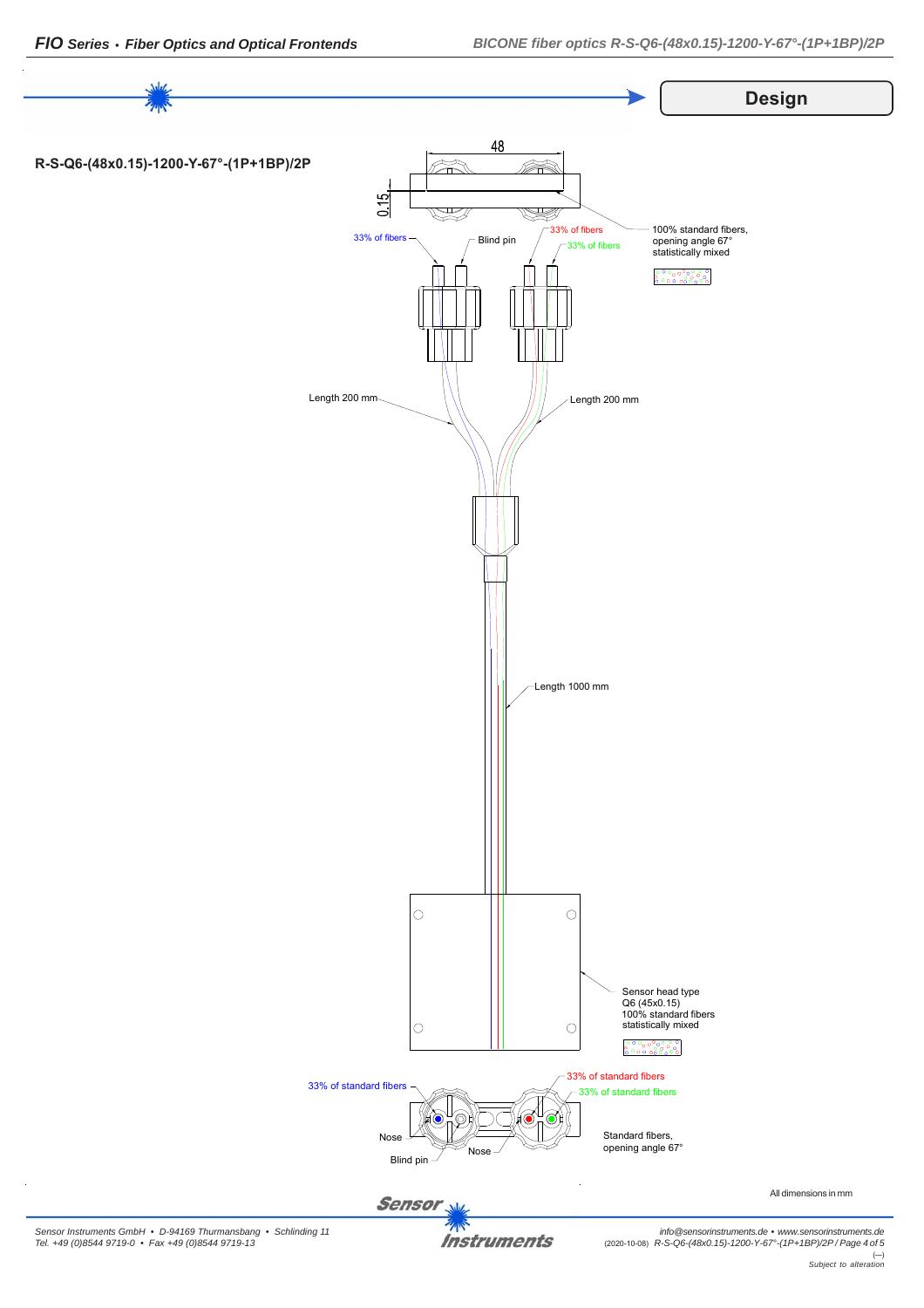## Design

**R-S-Q6-(48x0.15)-1200-Y-67°-(1P+1BP)/2P**

48

0.15

33% of fibers

Blind pin

33% of fibers

33% of fibers

100% standard fibers, opening angle 67° statistically mixed

Length 200 mm

Length 200 mm

Length 1000 mm

Sensor head type Q6 (45x0.15) 100% standard fibers statistically mixed

33% of standard fibers

33% of standard fibers

33% of standard fibers

Nose

Nose

Blind pin

Standard fibers, opening angle 67°

All dimensions in mm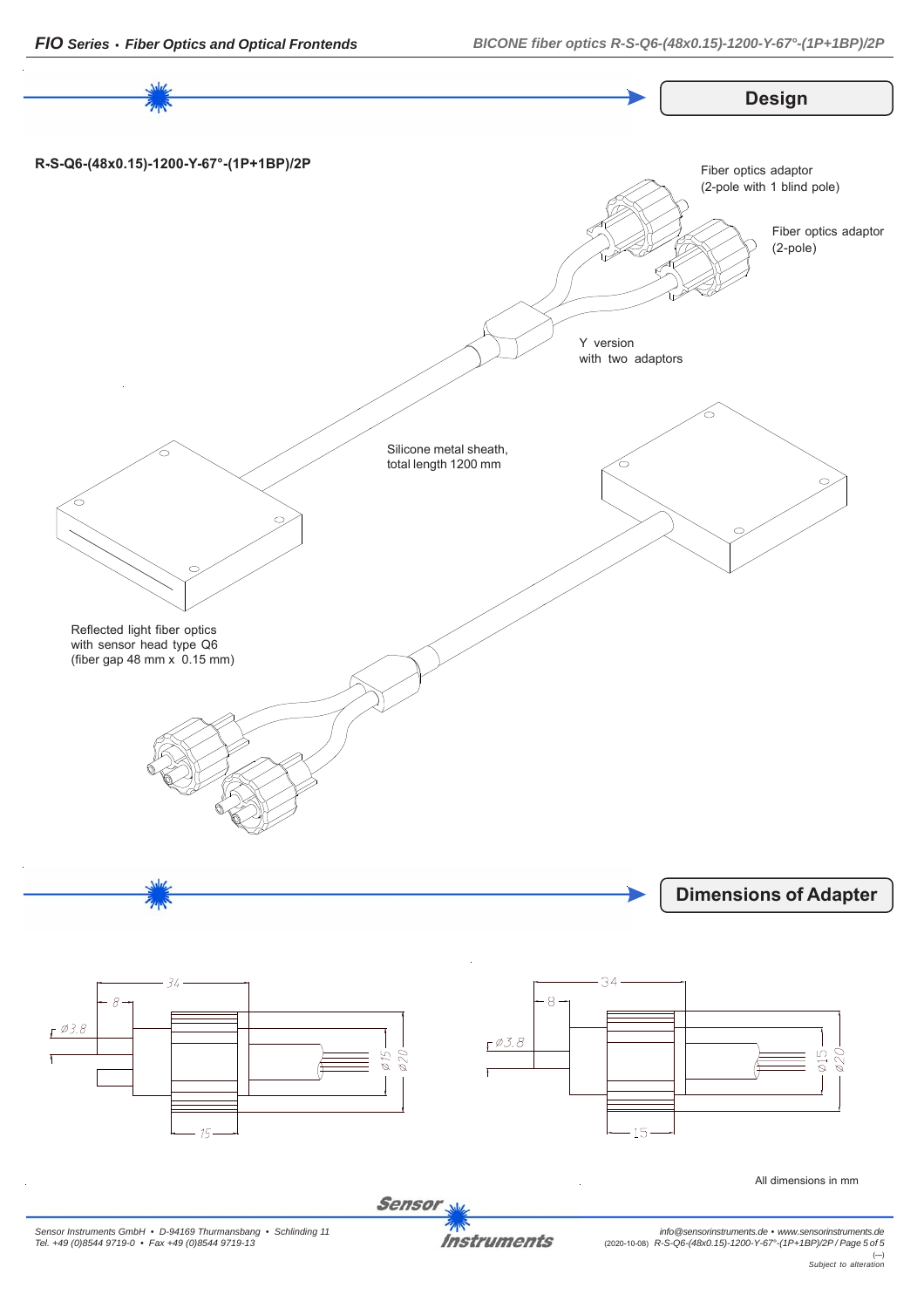## Design

**R-S-Q6-(48x0.15)-1200-Y-67°-(1P+1BP)/2P**

Fiber optics adaptor (2-pole with 1 blind pole)

Fiber optics adaptor (2-pole)

Y version with two adaptors

Silicone metal sheath, total length 1200 mm

Reflected light fiber optics with sensor head type Q6 (fiber gap 48 mm x 0.15 mm)

## Dimensions of Adapter

34
8
Ø3.8
Ø15
Ø20
15

34
8
Ø3.8
Ø15
Ø20
15

All dimensions in mm

Sensor Instruments GmbH • D-94169 Thurmansbang • Schlinding 11
Tel. +49 (0)8544 9719-0 • Fax +49 (0)8544 9719-13

info@sensorinstruments.de • www.sensorinstruments.de
(2020-10-08) R-S-Q6-(48x0.15)-1200-Y-67°-(1P+1BP)/2P

Subject to alteration